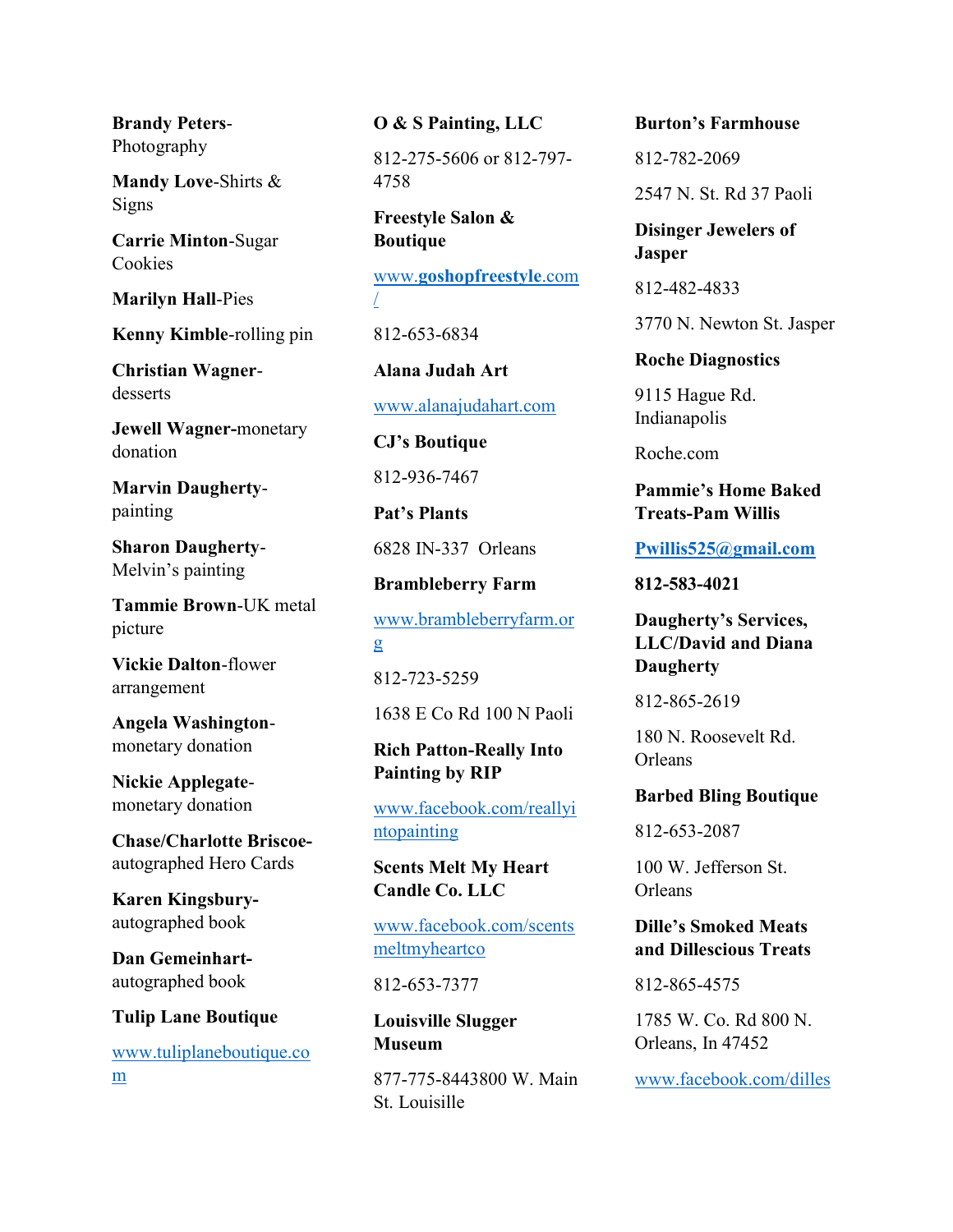**Brandy Peters**-Photography

**Mandy Love**-Shirts & Signs

**Carrie Minton**-Sugar Cookies

**Marilyn Hall**-Pies

**Kenny Kimble**-rolling pin

**Christian Wagner**-desserts

**Jewell Wagner**-monetary donation

**Marvin Daugherty**-painting

**Sharon Daugherty**-Melvin's painting

**Tammie Brown**-UK metal picture

**Vickie Dalton**-flower arrangement

**Angela Washington**-monetary donation

**Nickie Applegate**-monetary donation

**Chase/Charlotte Briscoe**-autographed Hero Cards

**Karen Kingsbury**-autographed book

**Dan Gemeinhart**-autographed book

**Tulip Lane Boutique**

www.tuliplaneboutique.com

**O & S Painting, LLC**

812-275-5606 or 812-797-4758

**Freestyle Salon & Boutique**

www.**goshopfreestyle**.com/

812-653-6834

**Alana Judah Art**

www.alanajudahart.com

**CJ's Boutique**

812-936-7467

**Pat's Plants**

6828 IN-337 Orleans

**Brambleberry Farm**

www.brambleberryfarm.org

812-723-5259

1638 E Co Rd 100 N Paoli

**Rich Patton-Really Into Painting by RIP**

www.facebook.com/reallyintopainting

**Scents Melt My Heart Candle Co. LLC**

www.facebook.com/scentsmeltmyheartco

812-653-7377

**Louisville Slugger Museum**

877-775-8443800 W. Main St. Louisille

**Burton's Farmhouse**

812-782-2069

2547 N. St. Rd 37 Paoli

**Disinger Jewelers of Jasper**

812-482-4833

3770 N. Newton St. Jasper

**Roche Diagnostics**

9115 Hague Rd. Indianapolis

Roche.com

**Pammie's Home Baked Treats-Pam Willis**

**Pwillis525@gmail.com**

**812-583-4021**

**Daugherty's Services, LLC/David and Diana Daugherty**

812-865-2619

180 N. Roosevelt Rd. Orleans

**Barbed Bling Boutique**

812-653-2087

100 W. Jefferson St. Orleans

**Dille's Smoked Meats and Dillescious Treats**

812-865-4575

1785 W. Co. Rd 800 N. Orleans, In 47452

www.facebook.com/dilles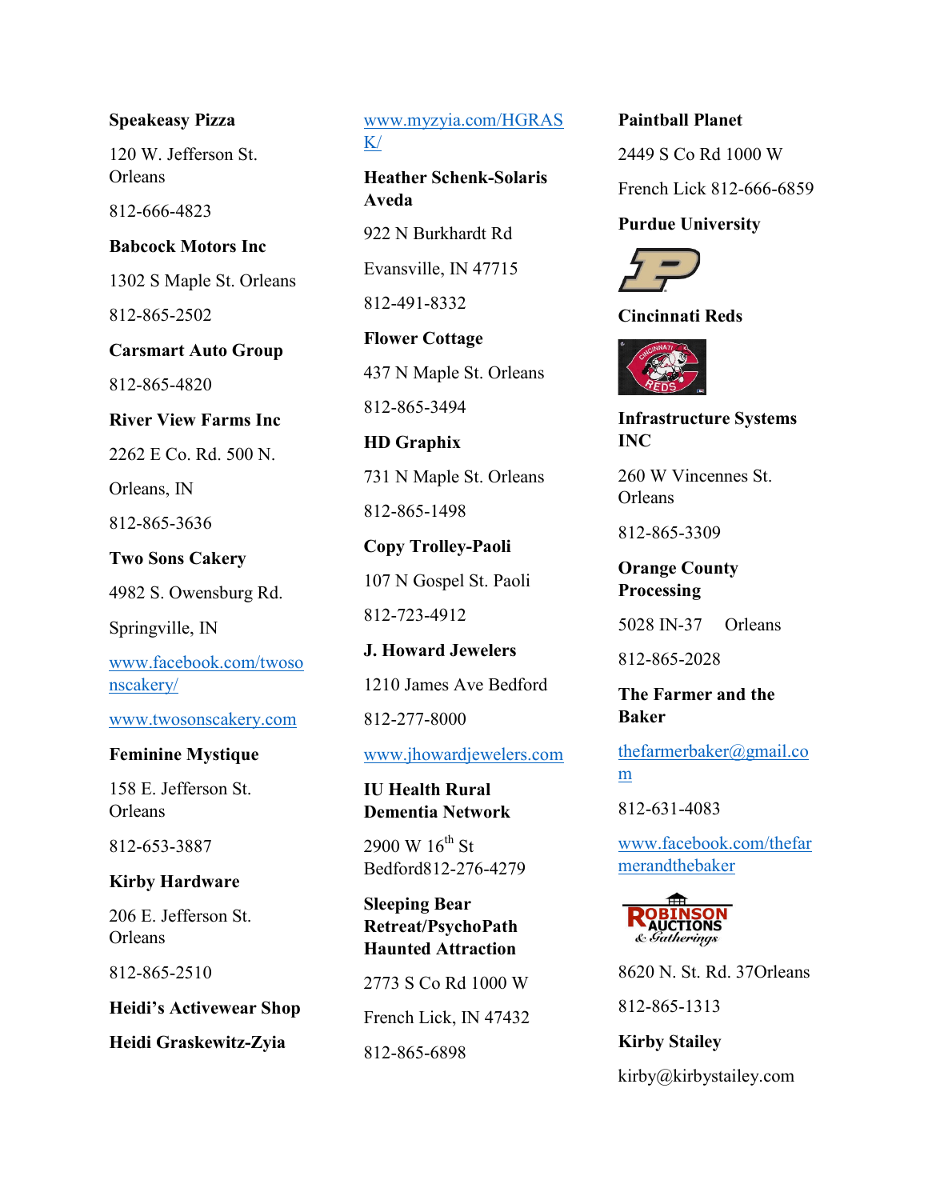**Speakeasy Pizza**

120 W. Jefferson St. Orleans

812-666-4823

**Babcock Motors Inc**

1302 S Maple St. Orleans

812-865-2502

**Carsmart Auto Group**

812-865-4820

**River View Farms Inc**

2262 E Co. Rd. 500 N.

Orleans, IN

812-865-3636

**Two Sons Cakery**

4982 S. Owensburg Rd.

Springville, IN

www.facebook.com/twosonscakery/

www.twosonscakery.com

**Feminine Mystique**

158 E. Jefferson St. Orleans

812-653-3887

**Kirby Hardware**

206 E. Jefferson St. Orleans

812-865-2510

**Heidi's Activewear Shop**

**Heidi Graskewitz-Zyia**

www.myzyia.com/HGRASK/

**Heather Schenk-Solaris Aveda**

922 N Burkhardt Rd

Evansville, IN 47715

812-491-8332

**Flower Cottage**

437 N Maple St. Orleans

812-865-3494

**HD Graphix**

731 N Maple St. Orleans

812-865-1498

**Copy Trolley-Paoli**

107 N Gospel St. Paoli

812-723-4912

**J. Howard Jewelers**

1210 James Ave Bedford

812-277-8000

www.jhowardjewelers.com

**IU Health Rural Dementia Network**

2900 W 16th St Bedford812-276-4279

**Sleeping Bear Retreat/PsychoPath Haunted Attraction**

2773 S Co Rd 1000 W

French Lick, IN 47432

812-865-6898

**Paintball Planet**

2449 S Co Rd 1000 W

French Lick 812-666-6859

**Purdue University**

**Cincinnati Reds**

**Infrastructure Systems INC**

260 W Vincennes St. Orleans

812-865-3309

**Orange County Processing**

5028 IN-37 Orleans

812-865-2028

**The Farmer and the Baker**

thefarmerbaker@gmail.com

812-631-4083

www.facebook.com/thefarmerandthebaker

ROBINSON AUCTIONS & Gatherings

8620 N. St. Rd. 37Orleans

812-865-1313

**Kirby Stailey**

kirby@kirbystailey.com